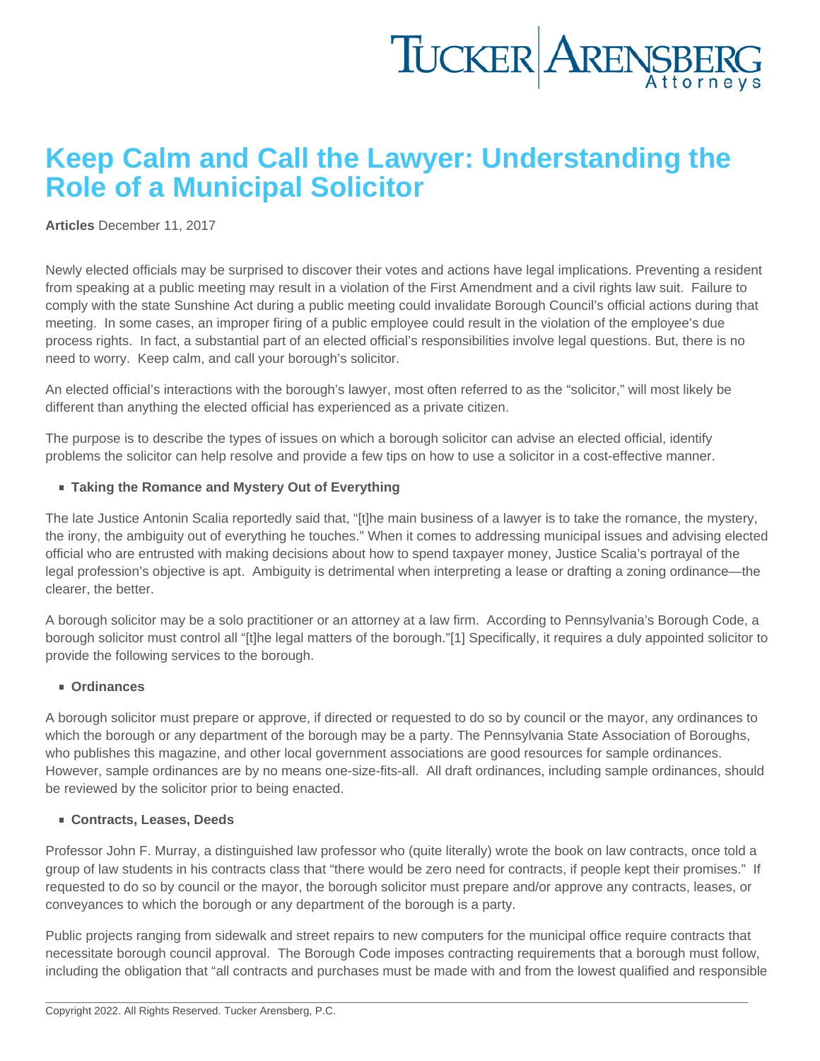# Keep Calm and Call the Lawyer: Understanding the Role of a Municipal Solicitor

**Articles** December 11, 2017

Newly elected officials may be surprised to discover their votes and actions have legal implications. Preventing a resident from speaking at a public meeting may result in a violation of the First Amendment and a civil rights law suit. Failure to comply with the state Sunshine Act during a public meeting could invalidate Borough Council's official actions during that meeting. In some cases, an improper firing of a public employee could result in the violation of the employee's due process rights. In fact, a substantial part of an elected official's responsibilities involve legal questions. But, there is no need to worry. Keep calm, and call your borough's solicitor.

An elected official's interactions with the borough's lawyer, most often referred to as the "solicitor," will most likely be different than anything the elected official has experienced as a private citizen.

The purpose is to describe the types of issues on which a borough solicitor can advise an elected official, identify problems the solicitor can help resolve and provide a few tips on how to use a solicitor in a cost-effective manner.

- **Taking the Romance and Mystery Out of Everything**

The late Justice Antonin Scalia reportedly said that, "[t]he main business of a lawyer is to take the romance, the mystery, the irony, the ambiguity out of everything he touches." When it comes to addressing municipal issues and advising elected official who are entrusted with making decisions about how to spend taxpayer money, Justice Scalia's portrayal of the legal profession's objective is apt. Ambiguity is detrimental when interpreting a lease or drafting a zoning ordinance—the clearer, the better.

A borough solicitor may be a solo practitioner or an attorney at a law firm. According to Pennsylvania's Borough Code, a borough solicitor must control all "[t]he legal matters of the borough."[1] Specifically, it requires a duly appointed solicitor to provide the following services to the borough.

- **Ordinances**

A borough solicitor must prepare or approve, if directed or requested to do so by council or the mayor, any ordinances to which the borough or any department of the borough may be a party. The Pennsylvania State Association of Boroughs, who publishes this magazine, and other local government associations are good resources for sample ordinances. However, sample ordinances are by no means one-size-fits-all. All draft ordinances, including sample ordinances, should be reviewed by the solicitor prior to being enacted.

- **Contracts, Leases, Deeds**

Professor John F. Murray, a distinguished law professor who (quite literally) wrote the book on law contracts, once told a group of law students in his contracts class that "there would be zero need for contracts, if people kept their promises." If requested to do so by council or the mayor, the borough solicitor must prepare and/or approve any contracts, leases, or conveyances to which the borough or any department of the borough is a party.

Public projects ranging from sidewalk and street repairs to new computers for the municipal office require contracts that necessitate borough council approval. The Borough Code imposes contracting requirements that a borough must follow, including the obligation that "all contracts and purchases must be made with and from the lowest qualified and responsible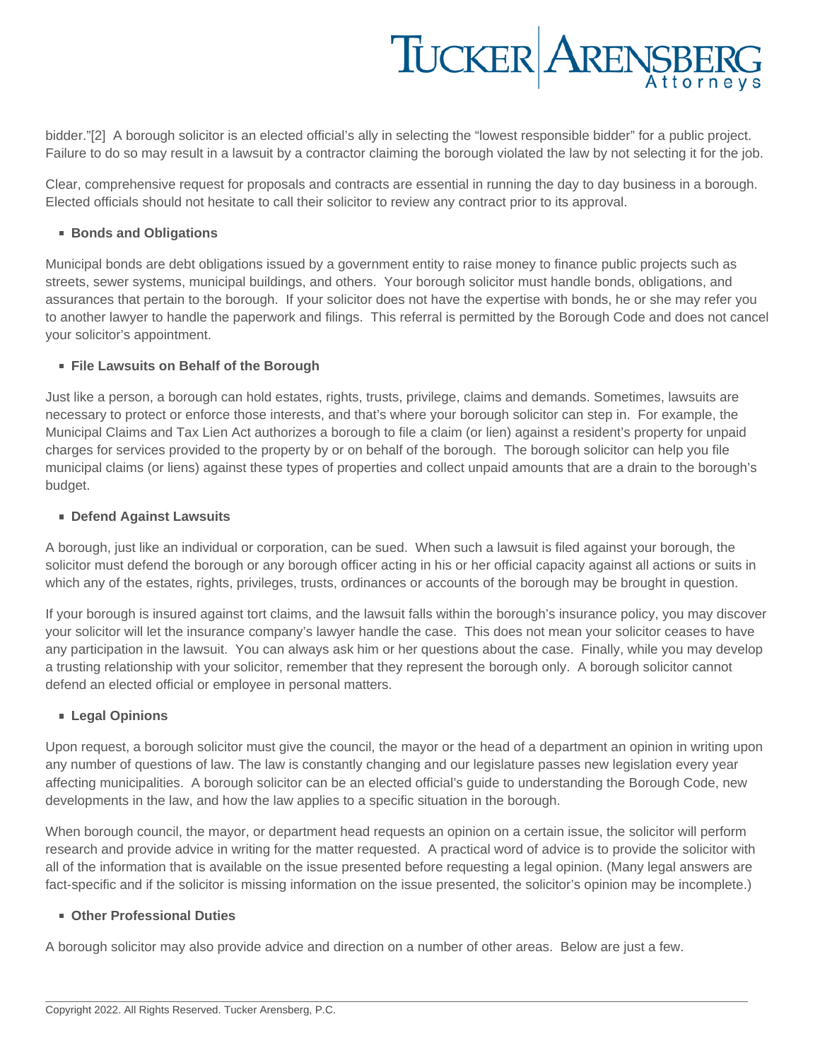bidder."[2] A borough solicitor is an elected official's ally in selecting the "lowest responsible bidder" for a public project. Failure to do so may result in a lawsuit by a contractor claiming the borough violated the law by not selecting it for the job.

Clear, comprehensive request for proposals and contracts are essential in running the day to day business in a borough. Elected officials should not hesitate to call their solicitor to review any contract prior to its approval.

- **Bonds and Obligations**

Municipal bonds are debt obligations issued by a government entity to raise money to finance public projects such as streets, sewer systems, municipal buildings, and others. Your borough solicitor must handle bonds, obligations, and assurances that pertain to the borough. If your solicitor does not have the expertise with bonds, he or she may refer you to another lawyer to handle the paperwork and filings. This referral is permitted by the Borough Code and does not cancel your solicitor's appointment.

- **File Lawsuits on Behalf of the Borough**

Just like a person, a borough can hold estates, rights, trusts, privilege, claims and demands. Sometimes, lawsuits are necessary to protect or enforce those interests, and that's where your borough solicitor can step in. For example, the Municipal Claims and Tax Lien Act authorizes a borough to file a claim (or lien) against a resident's property for unpaid charges for services provided to the property by or on behalf of the borough. The borough solicitor can help you file municipal claims (or liens) against these types of properties and collect unpaid amounts that are a drain to the borough's budget.

- **Defend Against Lawsuits**

A borough, just like an individual or corporation, can be sued. When such a lawsuit is filed against your borough, the solicitor must defend the borough or any borough officer acting in his or her official capacity against all actions or suits in which any of the estates, rights, privileges, trusts, ordinances or accounts of the borough may be brought in question.

If your borough is insured against tort claims, and the lawsuit falls within the borough's insurance policy, you may discover your solicitor will let the insurance company's lawyer handle the case. This does not mean your solicitor ceases to have any participation in the lawsuit. You can always ask him or her questions about the case. Finally, while you may develop a trusting relationship with your solicitor, remember that they represent the borough only. A borough solicitor cannot defend an elected official or employee in personal matters.

- **Legal Opinions**

Upon request, a borough solicitor must give the council, the mayor or the head of a department an opinion in writing upon any number of questions of law. The law is constantly changing and our legislature passes new legislation every year affecting municipalities. A borough solicitor can be an elected official's guide to understanding the Borough Code, new developments in the law, and how the law applies to a specific situation in the borough.

When borough council, the mayor, or department head requests an opinion on a certain issue, the solicitor will perform research and provide advice in writing for the matter requested. A practical word of advice is to provide the solicitor with all of the information that is available on the issue presented before requesting a legal opinion. (Many legal answers are fact-specific and if the solicitor is missing information on the issue presented, the solicitor's opinion may be incomplete.)

- **Other Professional Duties**

A borough solicitor may also provide advice and direction on a number of other areas. Below are just a few.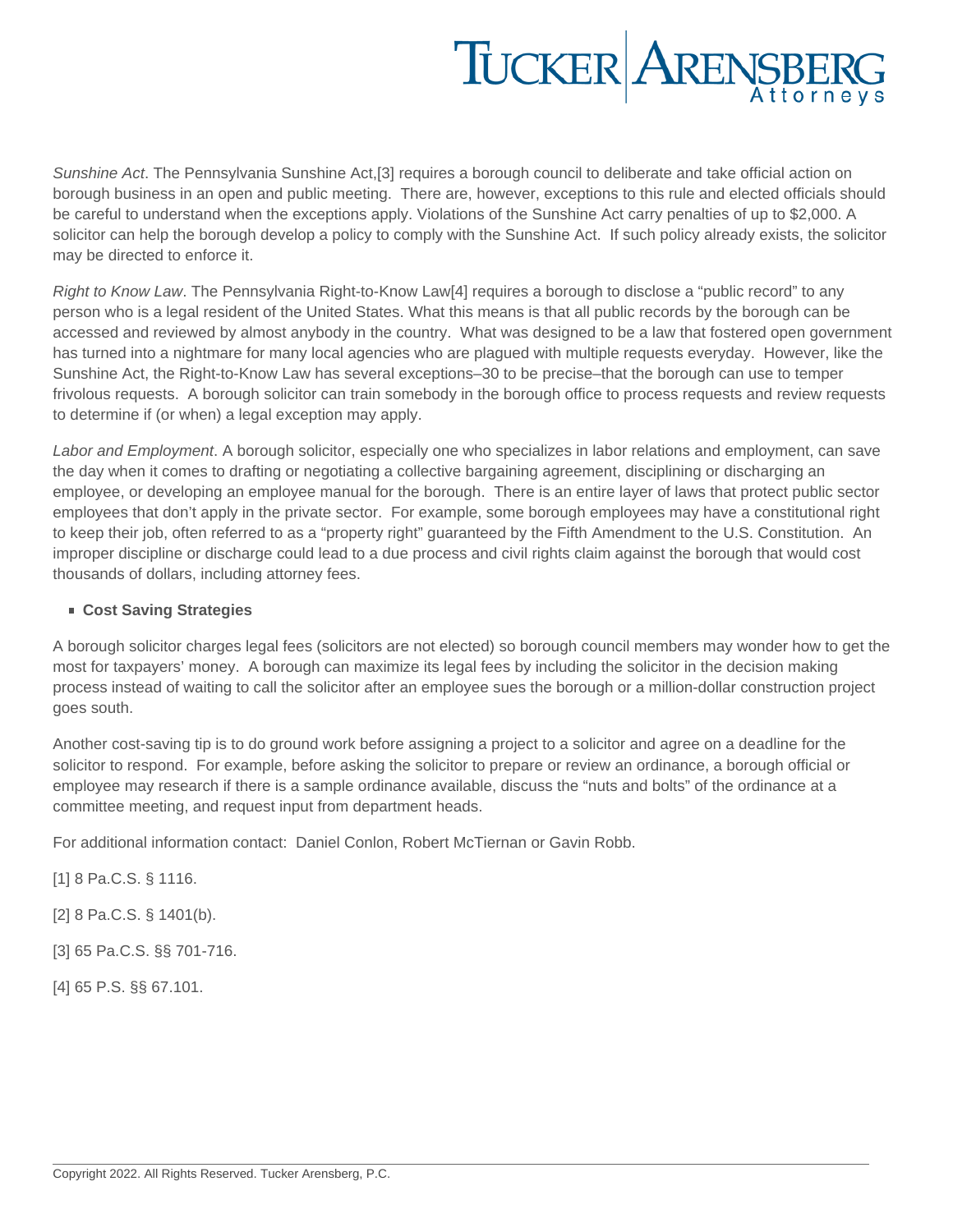*Sunshine Act*. The Pennsylvania Sunshine Act,[3] requires a borough council to deliberate and take official action on borough business in an open and public meeting. There are, however, exceptions to this rule and elected officials should be careful to understand when the exceptions apply. Violations of the Sunshine Act carry penalties of up to $2,000. A solicitor can help the borough develop a policy to comply with the Sunshine Act. If such policy already exists, the solicitor may be directed to enforce it.

*Right to Know Law*. The Pennsylvania Right-to-Know Law[4] requires a borough to disclose a “public record” to any person who is a legal resident of the United States. What this means is that all public records by the borough can be accessed and reviewed by almost anybody in the country. What was designed to be a law that fostered open government has turned into a nightmare for many local agencies who are plagued with multiple requests everyday. However, like the Sunshine Act, the Right-to-Know Law has several exceptions–30 to be precise–that the borough can use to temper frivolous requests. A borough solicitor can train somebody in the borough office to process requests and review requests to determine if (or when) a legal exception may apply.

*Labor and Employment*. A borough solicitor, especially one who specializes in labor relations and employment, can save the day when it comes to drafting or negotiating a collective bargaining agreement, disciplining or discharging an employee, or developing an employee manual for the borough. There is an entire layer of laws that protect public sector employees that don’t apply in the private sector. For example, some borough employees may have a constitutional right to keep their job, often referred to as a “property right” guaranteed by the Fifth Amendment to the U.S. Constitution. An improper discipline or discharge could lead to a due process and civil rights claim against the borough that would cost thousands of dollars, including attorney fees.

- **Cost Saving Strategies**

A borough solicitor charges legal fees (solicitors are not elected) so borough council members may wonder how to get the most for taxpayers’ money. A borough can maximize its legal fees by including the solicitor in the decision making process instead of waiting to call the solicitor after an employee sues the borough or a million-dollar construction project goes south.

Another cost-saving tip is to do ground work before assigning a project to a solicitor and agree on a deadline for the solicitor to respond. For example, before asking the solicitor to prepare or review an ordinance, a borough official or employee may research if there is a sample ordinance available, discuss the “nuts and bolts” of the ordinance at a committee meeting, and request input from department heads.

For additional information contact: Daniel Conlon, Robert McTiernan or Gavin Robb.

[1] 8 Pa.C.S. § 1116.

[2] 8 Pa.C.S. § 1401(b).

[3] 65 Pa.C.S. §§ 701-716.

[4] 65 P.S. §§ 67.101.

Copyright 2022. All Rights Reserved. Tucker Arensberg, P.C.